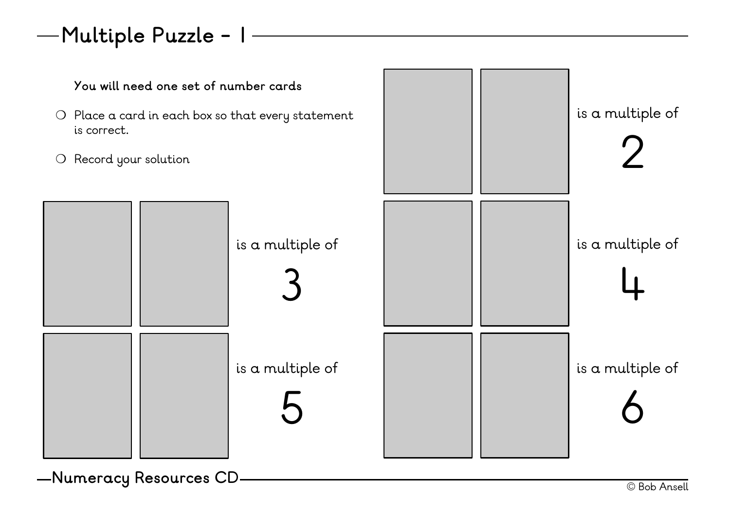## Multiple Puzzle - 1

**You will need one set of number cards**

- Place a card in each box so that every statement is correct.
- Record your solution

is a multiple of 2

is a multiple of 3

is a multiple of 4

is a multiple of 5

is a multiple of 6

Numeracy Resources CD

© Bob Ansell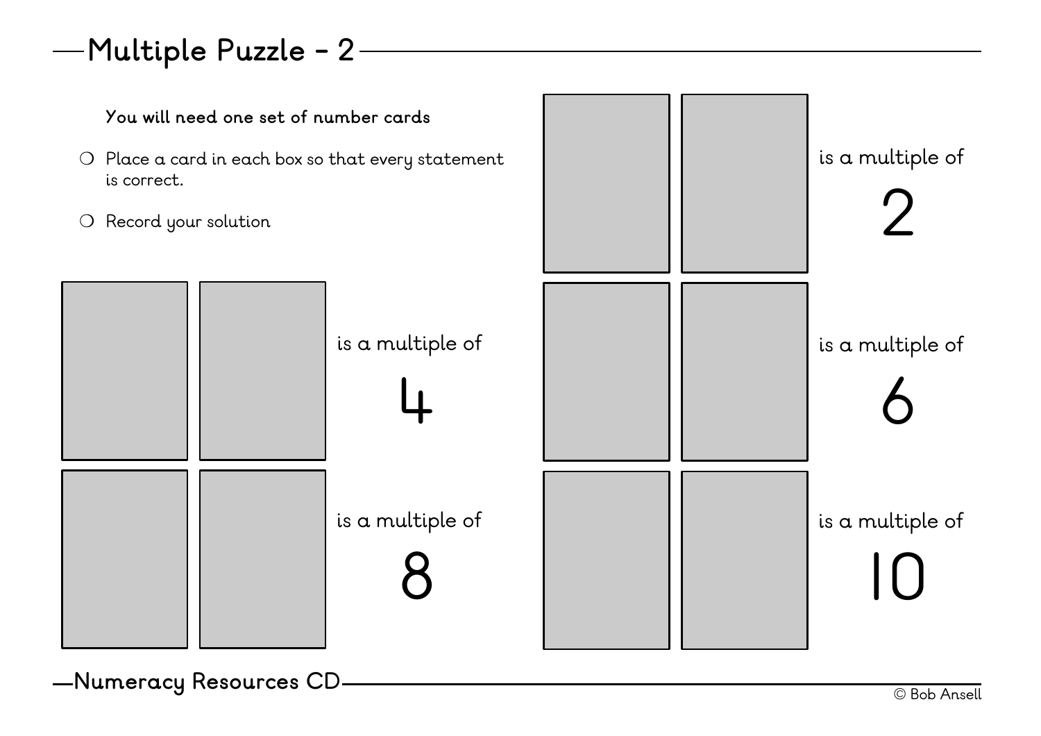## Multiple Puzzle - 2

**You will need one set of number cards**

- Place a card in each box so that every statement is correct.
- Record your solution

[ ] [ ] is a multiple of **2**

[ ] [ ] is a multiple of **4**

[ ] [ ] is a multiple of **6**

[ ] [ ] is a multiple of **8**

[ ] [ ] is a multiple of **10**

**Numeracy Resources CD**

© Bob Ansell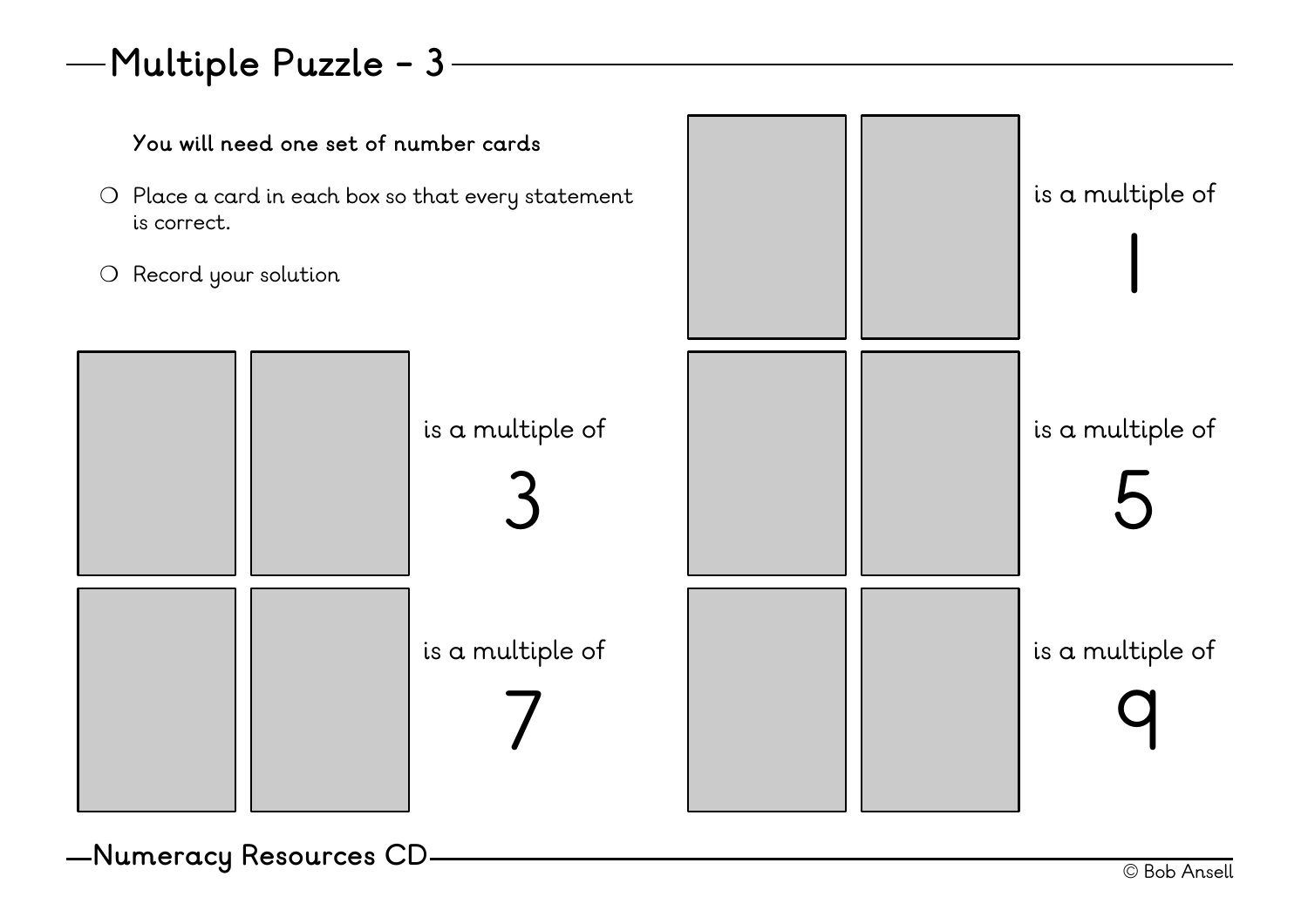# Multiple Puzzle – 3

**You will need one set of number cards**

- Place a card in each box so that every statement is correct.
- Record your solution

[ ] [ ] is a multiple of 1

[ ] [ ] is a multiple of 3

[ ] [ ] is a multiple of 5

[ ] [ ] is a multiple of 7

[ ] [ ] is a multiple of 9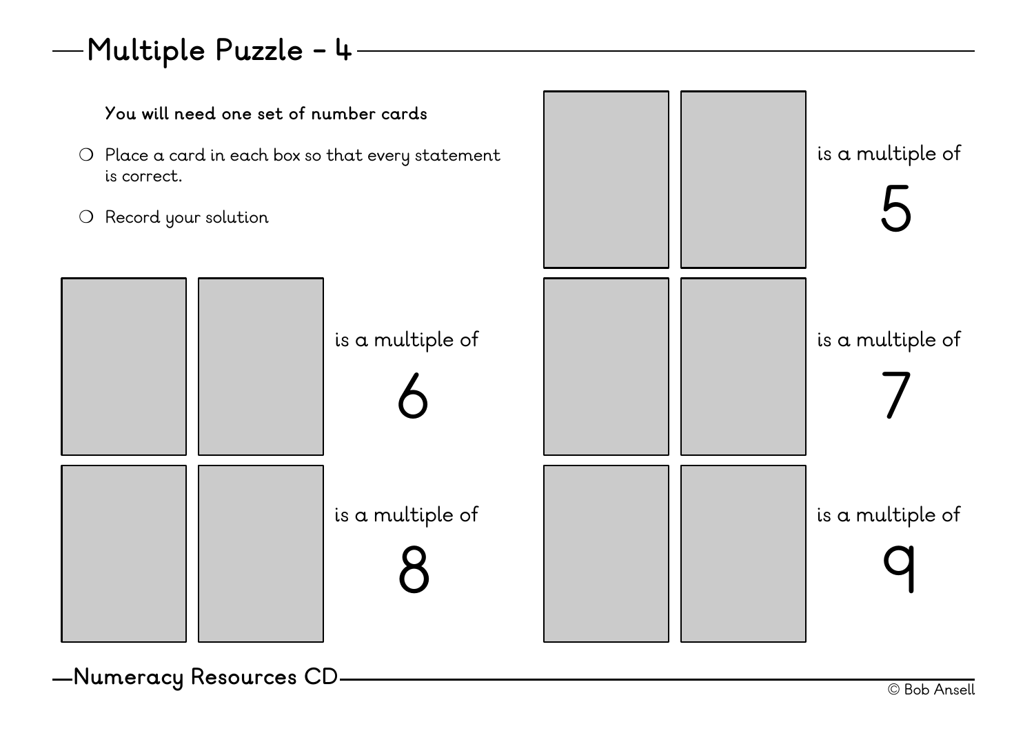## Multiple Puzzle - 4

**You will need one set of number cards**

- Place a card in each box so that every statement is correct.
- Record your solution

is a multiple of

5

is a multiple of

6

is a multiple of

7

is a multiple of

8

is a multiple of

9

Numeracy Resources CD

© Bob Ansell